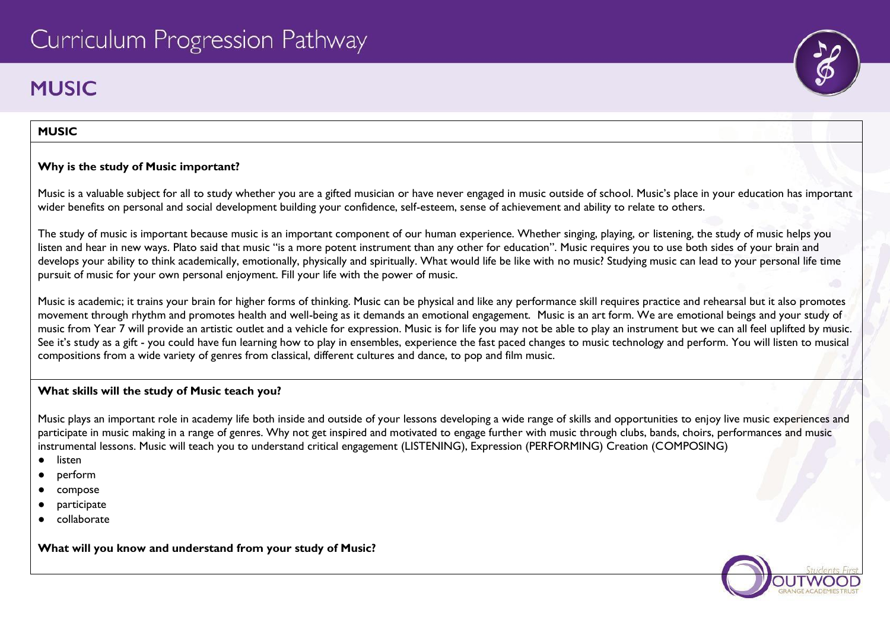# Curriculum Progression Pathway

## MUSIC

**MUSIC**

**Why is the study of Music important?**

Music is a valuable subject for all to study whether you are a gifted musician or have never engaged in music outside of school. Music's place in your education has important wider benefits on personal and social development building your confidence, self-esteem, sense of achievement and ability to relate to others.

The study of music is important because music is an important component of our human experience. Whether singing, playing, or listening, the study of music helps you listen and hear in new ways. Plato said that music "is a more potent instrument than any other for education". Music requires you to use both sides of your brain and develops your ability to think academically, emotionally, physically and spiritually. What would life be like with no music? Studying music can lead to your personal life time pursuit of music for your own personal enjoyment. Fill your life with the power of music.

Music is academic; it trains your brain for higher forms of thinking. Music can be physical and like any performance skill requires practice and rehearsal but it also promotes movement through rhythm and promotes health and well-being as it demands an emotional engagement. Music is an art form. We are emotional beings and your study of music from Year 7 will provide an artistic outlet and a vehicle for expression. Music is for life you may not be able to play an instrument but we can all feel uplifted by music. See it's study as a gift - you could have fun learning how to play in ensembles, experience the fast paced changes to music technology and perform. You will listen to musical compositions from a wide variety of genres from classical, different cultures and dance, to pop and film music.

**What skills will the study of Music teach you?**

Music plays an important role in academy life both inside and outside of your lessons developing a wide range of skills and opportunities to enjoy live music experiences and participate in music making in a range of genres. Why not get inspired and motivated to engage further with music through clubs, bands, choirs, performances and music instrumental lessons. Music will teach you to understand critical engagement (LISTENING), Expression (PERFORMING) Creation (COMPOSING)

- listen
- perform
- compose
- participate
- collaborate

**What will you know and understand from your study of Music?**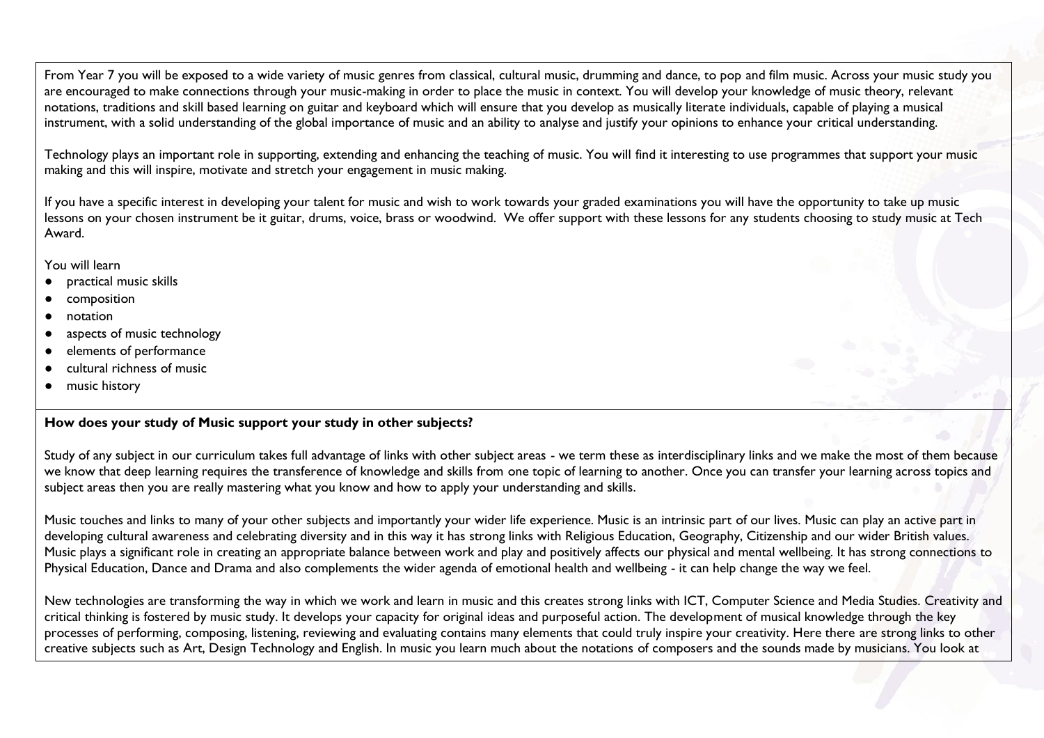From Year 7 you will be exposed to a wide variety of music genres from classical, cultural music, drumming and dance, to pop and film music. Across your music study you are encouraged to make connections through your music-making in order to place the music in context. You will develop your knowledge of music theory, relevant notations, traditions and skill based learning on guitar and keyboard which will ensure that you develop as musically literate individuals, capable of playing a musical instrument, with a solid understanding of the global importance of music and an ability to analyse and justify your opinions to enhance your critical understanding.

Technology plays an important role in supporting, extending and enhancing the teaching of music. You will find it interesting to use programmes that support your music making and this will inspire, motivate and stretch your engagement in music making.

If you have a specific interest in developing your talent for music and wish to work towards your graded examinations you will have the opportunity to take up music lessons on your chosen instrument be it guitar, drums, voice, brass or woodwind. We offer support with these lessons for any students choosing to study music at Tech Award.

You will learn

- practical music skills
- composition
- notation
- aspects of music technology
- elements of performance
- cultural richness of music
- music history

**How does your study of Music support your study in other subjects?**

Study of any subject in our curriculum takes full advantage of links with other subject areas - we term these as interdisciplinary links and we make the most of them because we know that deep learning requires the transference of knowledge and skills from one topic of learning to another. Once you can transfer your learning across topics and subject areas then you are really mastering what you know and how to apply your understanding and skills.

Music touches and links to many of your other subjects and importantly your wider life experience. Music is an intrinsic part of our lives. Music can play an active part in developing cultural awareness and celebrating diversity and in this way it has strong links with Religious Education, Geography, Citizenship and our wider British values. Music plays a significant role in creating an appropriate balance between work and play and positively affects our physical and mental wellbeing. It has strong connections to Physical Education, Dance and Drama and also complements the wider agenda of emotional health and wellbeing - it can help change the way we feel.

New technologies are transforming the way in which we work and learn in music and this creates strong links with ICT, Computer Science and Media Studies. Creativity and critical thinking is fostered by music study. It develops your capacity for original ideas and purposeful action. The development of musical knowledge through the key processes of performing, composing, listening, reviewing and evaluating contains many elements that could truly inspire your creativity. Here there are strong links to other creative subjects such as Art, Design Technology and English. In music you learn much about the notations of composers and the sounds made by musicians. You look at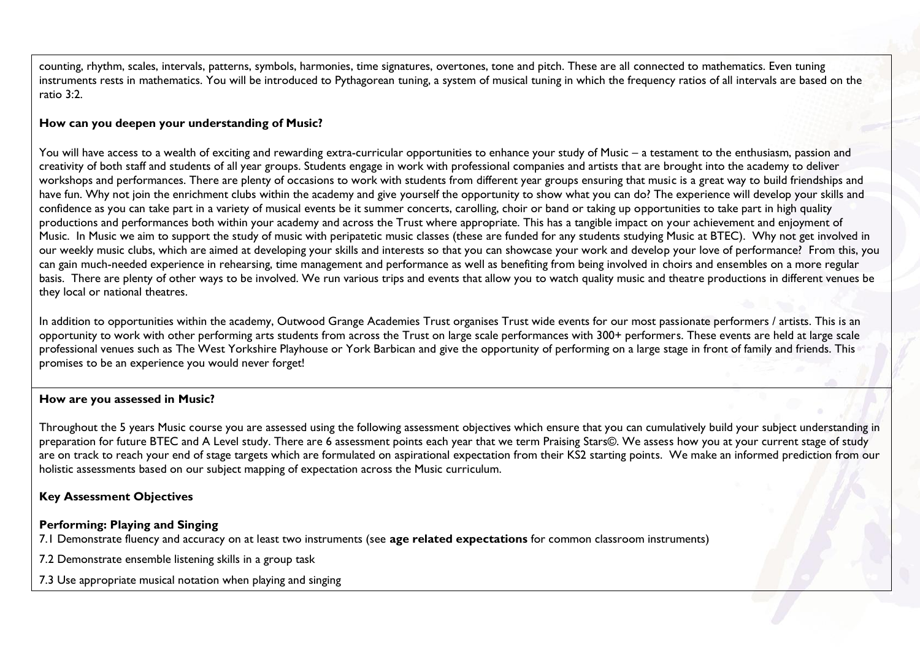counting, rhythm, scales, intervals, patterns, symbols, harmonies, time signatures, overtones, tone and pitch. These are all connected to mathematics. Even tuning instruments rests in mathematics. You will be introduced to Pythagorean tuning, a system of musical tuning in which the frequency ratios of all intervals are based on the ratio 3:2.

**How can you deepen your understanding of Music?**

You will have access to a wealth of exciting and rewarding extra-curricular opportunities to enhance your study of Music – a testament to the enthusiasm, passion and creativity of both staff and students of all year groups. Students engage in work with professional companies and artists that are brought into the academy to deliver workshops and performances. There are plenty of occasions to work with students from different year groups ensuring that music is a great way to build friendships and have fun. Why not join the enrichment clubs within the academy and give yourself the opportunity to show what you can do? The experience will develop your skills and confidence as you can take part in a variety of musical events be it summer concerts, carolling, choir or band or taking up opportunities to take part in high quality productions and performances both within your academy and across the Trust where appropriate. This has a tangible impact on your achievement and enjoyment of Music. In Music we aim to support the study of music with peripatetic music classes (these are funded for any students studying Music at BTEC). Why not get involved in our weekly music clubs, which are aimed at developing your skills and interests so that you can showcase your work and develop your love of performance? From this, you can gain much-needed experience in rehearsing, time management and performance as well as benefiting from being involved in choirs and ensembles on a more regular basis. There are plenty of other ways to be involved. We run various trips and events that allow you to watch quality music and theatre productions in different venues be they local or national theatres.

In addition to opportunities within the academy, Outwood Grange Academies Trust organises Trust wide events for our most passionate performers / artists. This is an opportunity to work with other performing arts students from across the Trust on large scale performances with 300+ performers. These events are held at large scale professional venues such as The West Yorkshire Playhouse or York Barbican and give the opportunity of performing on a large stage in front of family and friends. This promises to be an experience you would never forget!

**How are you assessed in Music?**

Throughout the 5 years Music course you are assessed using the following assessment objectives which ensure that you can cumulatively build your subject understanding in preparation for future BTEC and A Level study. There are 6 assessment points each year that we term Praising Stars©. We assess how you at your current stage of study are on track to reach your end of stage targets which are formulated on aspirational expectation from their KS2 starting points. We make an informed prediction from our holistic assessments based on our subject mapping of expectation across the Music curriculum.

**Key Assessment Objectives**

**Performing: Playing and Singing**

7.1 Demonstrate fluency and accuracy on at least two instruments (see **age related expectations** for common classroom instruments)

7.2 Demonstrate ensemble listening skills in a group task

7.3 Use appropriate musical notation when playing and singing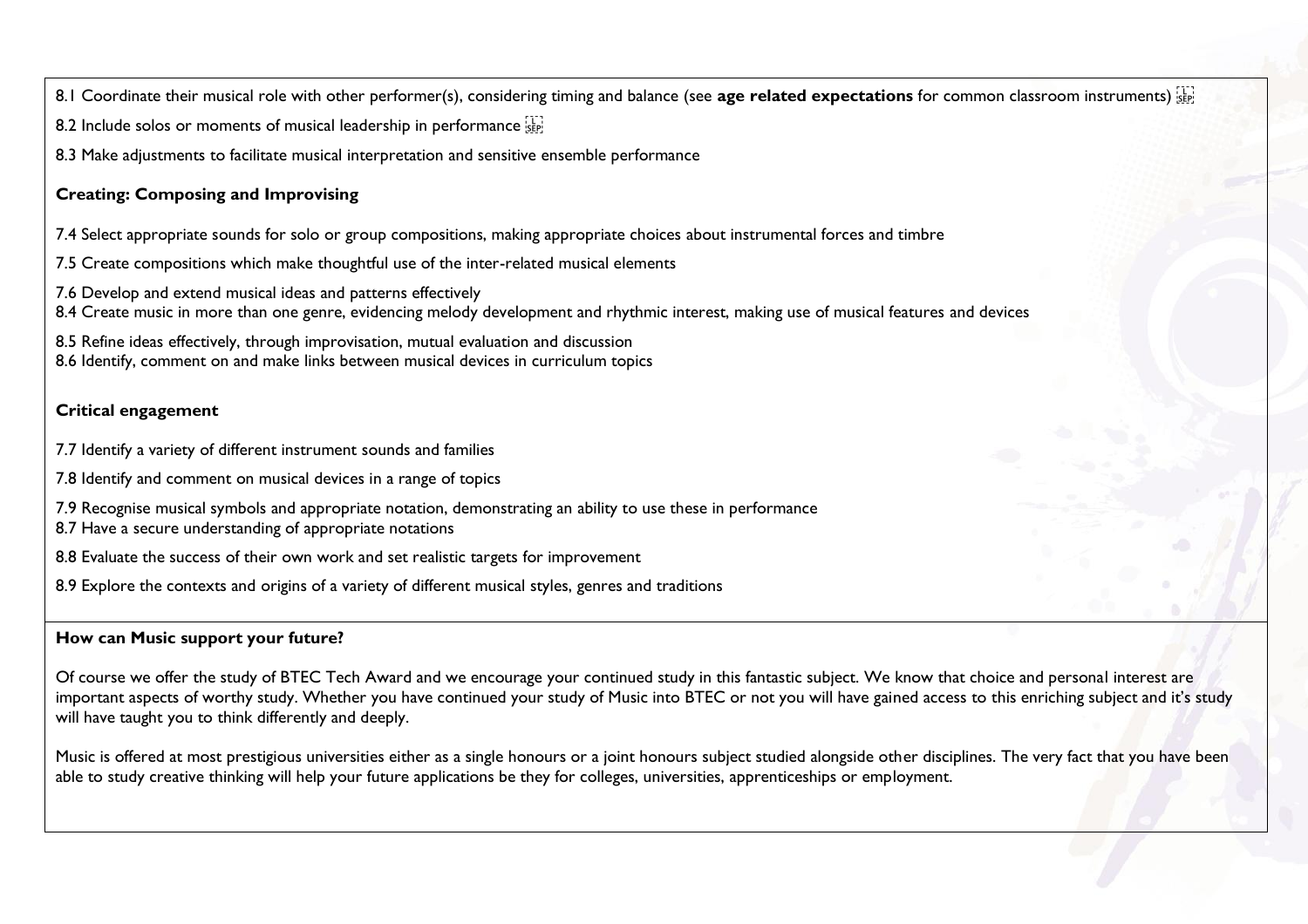8.1 Coordinate their musical role with other performer(s), considering timing and balance (see **age related expectations** for common classroom instruments)

8.2 Include solos or moments of musical leadership in performance

8.3 Make adjustments to facilitate musical interpretation and sensitive ensemble performance

**Creating: Composing and Improvising**

7.4 Select appropriate sounds for solo or group compositions, making appropriate choices about instrumental forces and timbre

7.5 Create compositions which make thoughtful use of the inter-related musical elements

7.6 Develop and extend musical ideas and patterns effectively
8.4 Create music in more than one genre, evidencing melody development and rhythmic interest, making use of musical features and devices

8.5 Refine ideas effectively, through improvisation, mutual evaluation and discussion
8.6 Identify, comment on and make links between musical devices in curriculum topics

**Critical engagement**

7.7 Identify a variety of different instrument sounds and families

7.8 Identify and comment on musical devices in a range of topics

7.9 Recognise musical symbols and appropriate notation, demonstrating an ability to use these in performance
8.7 Have a secure understanding of appropriate notations

8.8 Evaluate the success of their own work and set realistic targets for improvement

8.9 Explore the contexts and origins of a variety of different musical styles, genres and traditions

**How can Music support your future?**

Of course we offer the study of BTEC Tech Award and we encourage your continued study in this fantastic subject. We know that choice and personal interest are important aspects of worthy study. Whether you have continued your study of Music into BTEC or not you will have gained access to this enriching subject and it's study will have taught you to think differently and deeply.

Music is offered at most prestigious universities either as a single honours or a joint honours subject studied alongside other disciplines. The very fact that you have been able to study creative thinking will help your future applications be they for colleges, universities, apprenticeships or employment.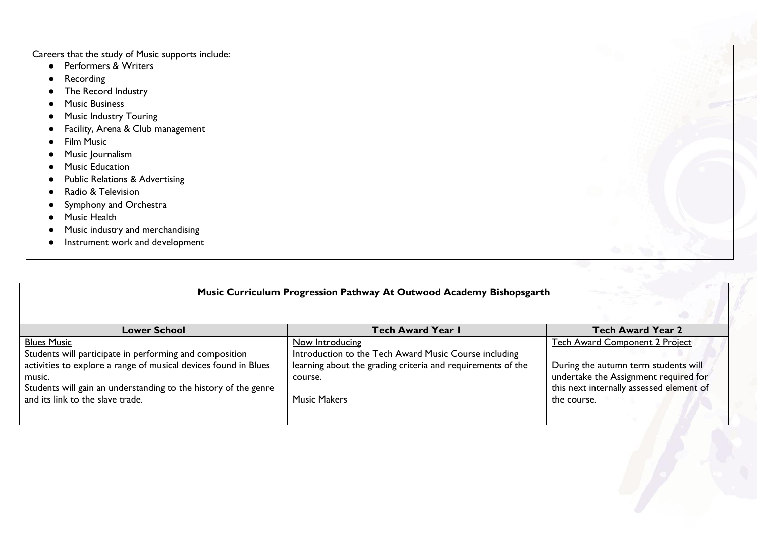Careers that the study of Music supports include:

- Performers & Writers
- Recording
- The Record Industry
- Music Business
- Music Industry Touring
- Facility, Arena & Club management
- Film Music
- Music Journalism
- Music Education
- Public Relations & Advertising
- Radio & Television
- Symphony and Orchestra
- Music Health
- Music industry and merchandising
- Instrument work and development

**Music Curriculum Progression Pathway At Outwood Academy Bishopsgarth**

| Lower School | Tech Award Year 1 | Tech Award Year 2 |
|---|---|---|
| Blues Music<br>Students will participate in performing and composition activities to explore a range of musical devices found in Blues music.<br>Students will gain an understanding to the history of the genre and its link to the slave trade. | Now Introducing<br>Introduction to the Tech Award Music Course including learning about the grading criteria and requirements of the course.<br><br>Music Makers | Tech Award Component 2 Project<br><br>During the autumn term students will undertake the Assignment required for this next internally assessed element of the course. |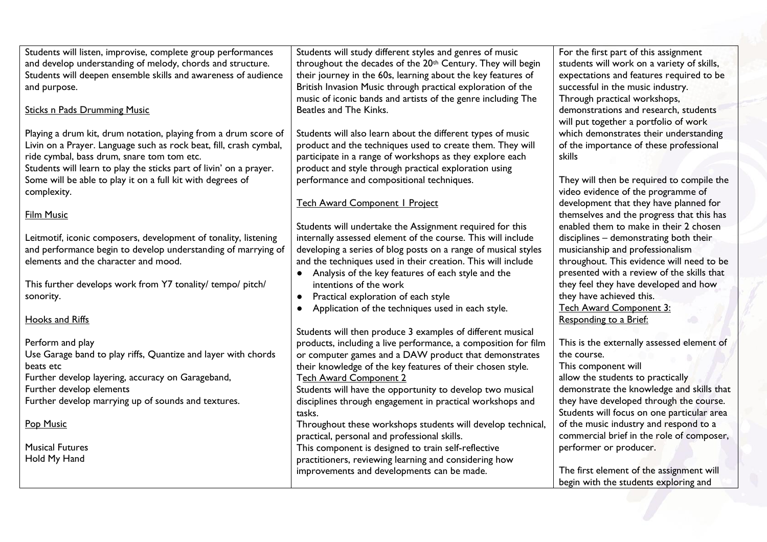| | | |
|---|---|---|
| Students will listen, improvise, complete group performances and develop understanding of melody, chords and structure. Students will deepen ensemble skills and awareness of audience and purpose.<br><br><u>Sticks n Pads Drumming Music</u><br><br>Playing a drum kit, drum notation, playing from a drum score of Livin on a Prayer. Language such as rock beat, fill, crash cymbal, ride cymbal, bass drum, snare tom tom etc.<br>Students will learn to play the sticks part of livin' on a prayer. Some will be able to play it on a full kit with degrees of complexity.<br><br><u>Film Music</u><br><br>Leitmotif, iconic composers, development of tonality, listening and performance begin to develop understanding of marrying of elements and the character and mood.<br><br>This further develops work from Y7 tonality/ tempo/ pitch/ sonority.<br><br><u>Hooks and Riffs</u><br><br>Perform and play<br>Use Garage band to play riffs, Quantize and layer with chords beats etc<br>Further develop layering, accuracy on Garageband,<br>Further develop elements<br>Further develop marrying up of sounds and textures.<br><br><u>Pop Music</u><br><br>Musical Futures<br>Hold My Hand | Students will study different styles and genres of music throughout the decades of the 20th Century. They will begin their journey in the 60s, learning about the key features of British Invasion Music through practical exploration of the music of iconic bands and artists of the genre including The Beatles and The Kinks.<br><br>Students will also learn about the different types of music product and the techniques used to create them. They will participate in a range of workshops as they explore each product and style through practical exploration using performance and compositional techniques.<br><br><u>Tech Award Component 1 Project</u><br><br>Students will undertake the Assignment required for this internally assessed element of the course. This will include developing a series of blog posts on a range of musical styles and the techniques used in their creation. This will include<br>● Analysis of the key features of each style and the intentions of the work<br>● Practical exploration of each style<br>● Application of the techniques used in each style.<br><br>Students will then produce 3 examples of different musical products, including a live performance, a composition for film or computer games and a DAW product that demonstrates their knowledge of the key features of their chosen style.<br><u>Tech Award Component 2</u><br>Students will have the opportunity to develop two musical disciplines through engagement in practical workshops and tasks.<br>Throughout these workshops students will develop technical, practical, personal and professional skills.<br>This component is designed to train self-reflective practitioners, reviewing learning and considering how improvements and developments can be made. | For the first part of this assignment students will work on a variety of skills, expectations and features required to be successful in the music industry.<br>Through practical workshops, demonstrations and research, students will put together a portfolio of work which demonstrates their understanding of the importance of these professional skills<br><br>They will then be required to compile the video evidence of the programme of development that they have planned for themselves and the progress that this has enabled them to make in their 2 chosen disciplines – demonstrating both their musicianship and professionalism throughout. This evidence will need to be presented with a review of the skills that they feel they have developed and how they have achieved this.<br><u>Tech Award Component 3: Responding to a Brief:</u><br><br>This is the externally assessed element of the course.<br>This component will allow the students to practically demonstrate the knowledge and skills that they have developed through the course.<br>Students will focus on one particular area of the music industry and respond to a commercial brief in the role of composer, performer or producer.<br><br>The first element of the assignment will begin with the students exploring and |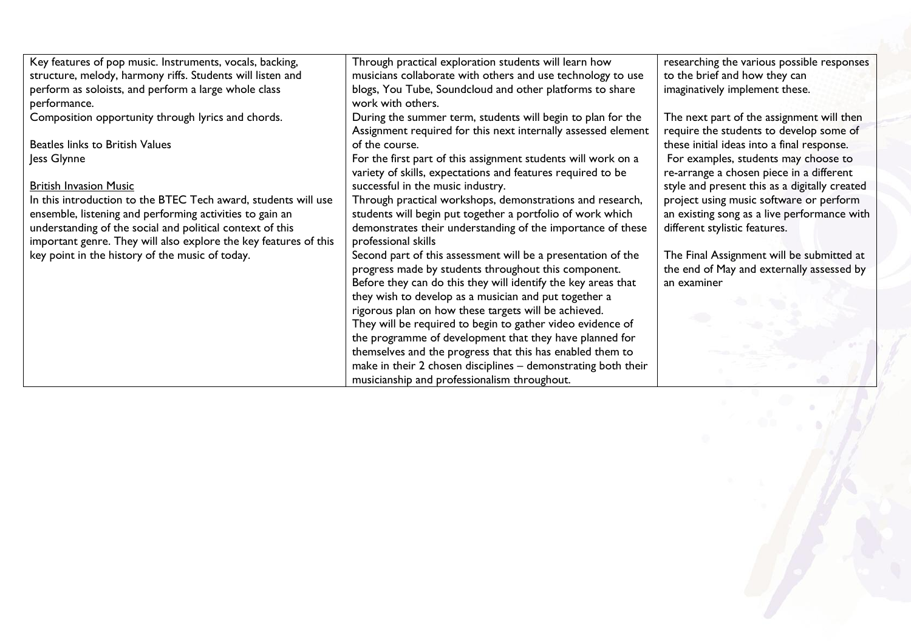| | | |
|---|---|---|
| Key features of pop music. Instruments, vocals, backing, structure, melody, harmony riffs. Students will listen and perform as soloists, and perform a large whole class performance.<br>Composition opportunity through lyrics and chords.<br><br>Beatles links to British Values<br>Jess Glynne<br><br><u>British Invasion Music</u><br>In this introduction to the BTEC Tech award, students will use ensemble, listening and performing activities to gain an understanding of the social and political context of this important genre. They will also explore the key features of this key point in the history of the music of today. | Through practical exploration students will learn how musicians collaborate with others and use technology to use blogs, You Tube, Soundcloud and other platforms to share work with others.<br>During the summer term, students will begin to plan for the Assignment required for this next internally assessed element of the course.<br>For the first part of this assignment students will work on a variety of skills, expectations and features required to be successful in the music industry.<br>Through practical workshops, demonstrations and research, students will begin put together a portfolio of work which demonstrates their understanding of the importance of these professional skills<br>Second part of this assessment will be a presentation of the progress made by students throughout this component. Before they can do this they will identify the key areas that they wish to develop as a musician and put together a rigorous plan on how these targets will be achieved.<br>They will be required to begin to gather video evidence of the programme of development that they have planned for themselves and the progress that this has enabled them to make in their 2 chosen disciplines – demonstrating both their musicianship and professionalism throughout. | researching the various possible responses to the brief and how they can imaginatively implement these.<br><br>The next part of the assignment will then require the students to develop some of these initial ideas into a final response.<br>For examples, students may choose to re-arrange a chosen piece in a different style and present this as a digitally created project using music software or perform an existing song as a live performance with different stylistic features.<br><br>The Final Assignment will be submitted at the end of May and externally assessed by an examiner |